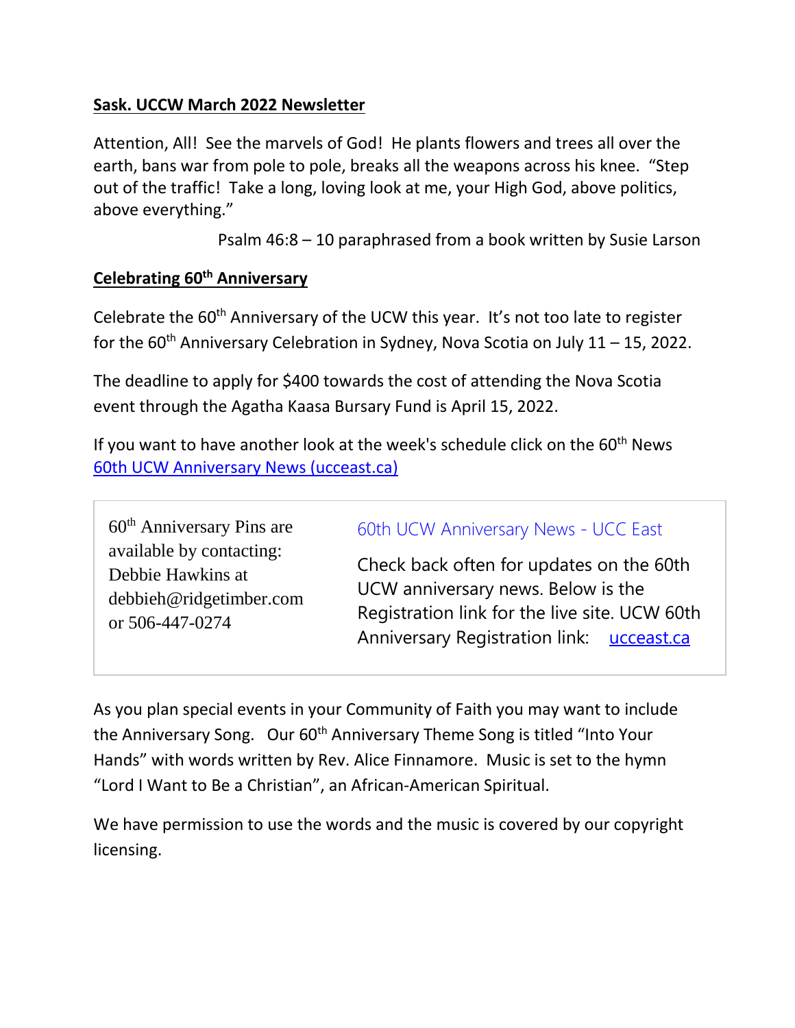**Sask. UCCW March 2022 Newsletter**

Attention, All! See the marvels of God! He plants flowers and trees all over the earth, bans war from pole to pole, breaks all the weapons across his knee. "Step out of the traffic! Take a long, loving look at me, your High God, above politics, above everything."

Psalm 46:8 – 10 paraphrased from a book written by Susie Larson

**Celebrating 60th Anniversary**

Celebrate the 60th Anniversary of the UCW this year. It's not too late to register for the 60th Anniversary Celebration in Sydney, Nova Scotia on July 11 – 15, 2022.

The deadline to apply for $400 towards the cost of attending the Nova Scotia event through the Agatha Kaasa Bursary Fund is April 15, 2022.

If you want to have another look at the week's schedule click on the 60th News [60th UCW Anniversary News (ucceast.ca)](ucceast.ca)

| 60th Anniversary Pins are available by contacting: Debbie Hawkins at debbieh@ridgetimber.com or 506-447-0274 | 60th UCW Anniversary News - UCC East<br><br>Check back often for updates on the 60th UCW anniversary news. Below is the Registration link for the live site. UCW 60th Anniversary Registration link: [ucceast.ca](ucceast.ca) |
|---|---|

As you plan special events in your Community of Faith you may want to include the Anniversary Song. Our 60th Anniversary Theme Song is titled "Into Your Hands" with words written by Rev. Alice Finnamore. Music is set to the hymn "Lord I Want to Be a Christian", an African-American Spiritual.

We have permission to use the words and the music is covered by our copyright licensing.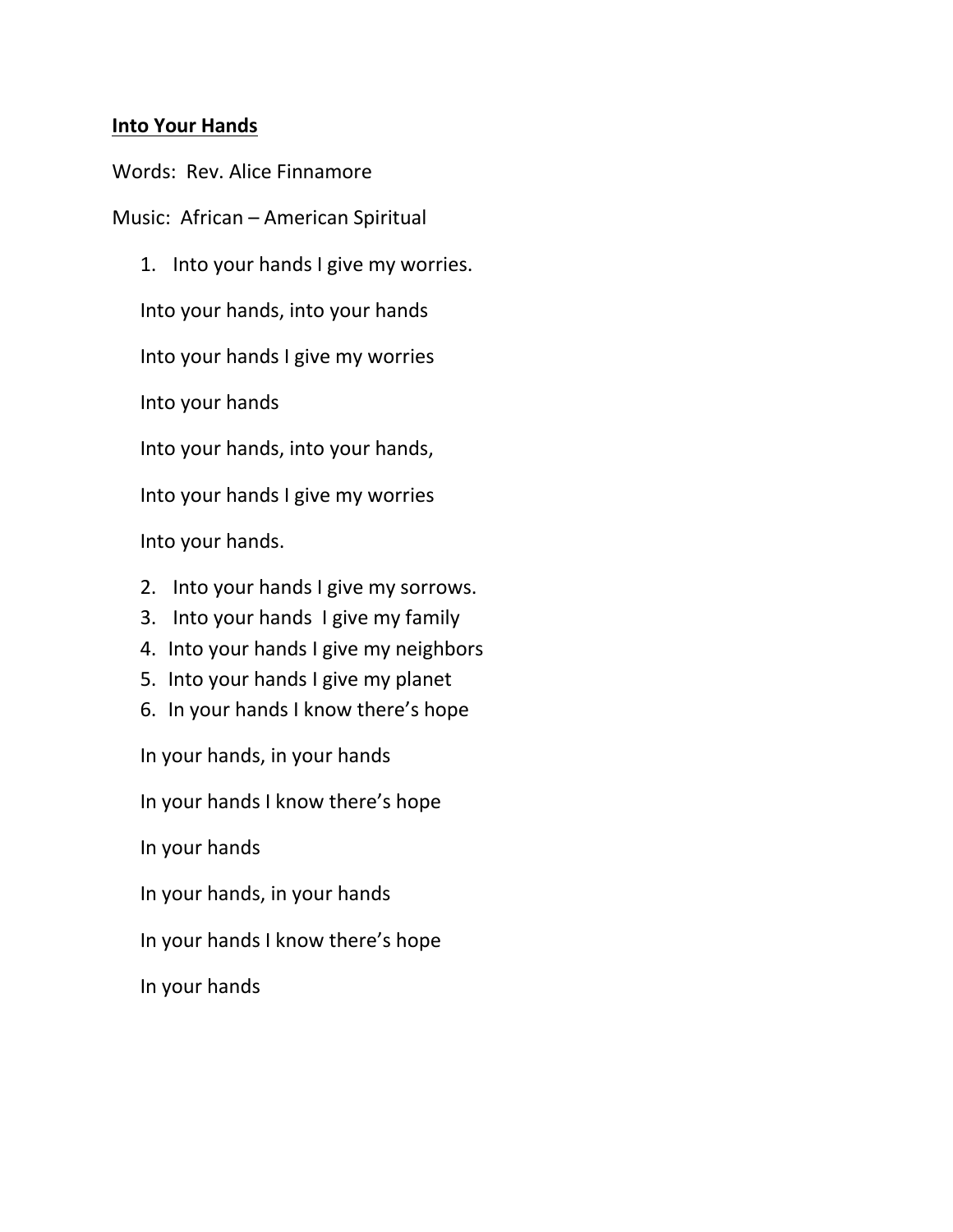**<u>Into Your Hands</u>**

Words: Rev. Alice Finnamore

Music: African – American Spiritual

1. Into your hands I give my worries.

   Into your hands, into your hands

   Into your hands I give my worries

   Into your hands

   Into your hands, into your hands,

   Into your hands I give my worries

   Into your hands.

2. Into your hands I give my sorrows.
3. Into your hands I give my family
4. Into your hands I give my neighbors
5. Into your hands I give my planet
6. In your hands I know there's hope

   In your hands, in your hands

   In your hands I know there's hope

   In your hands

   In your hands, in your hands

   In your hands I know there's hope

   In your hands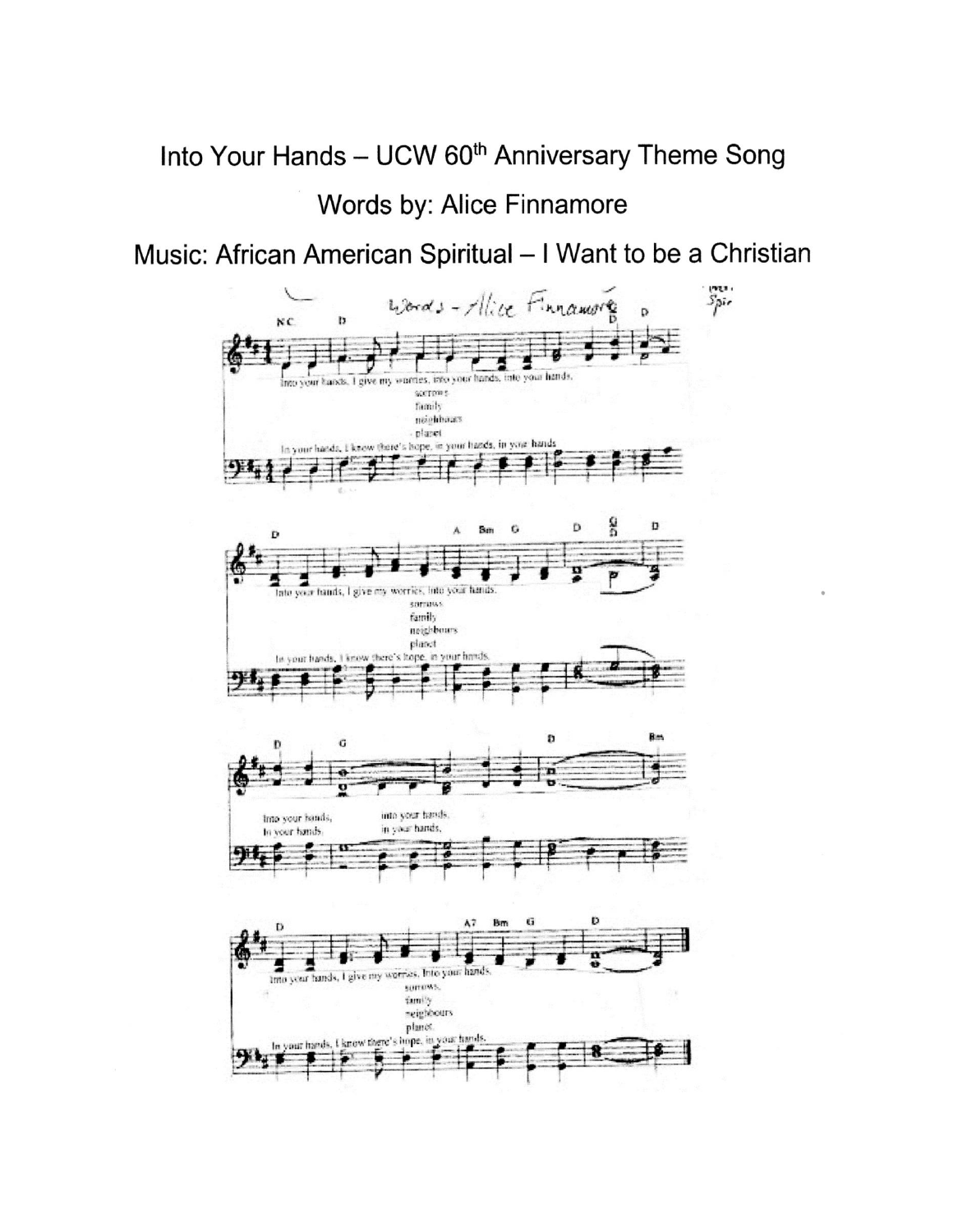# Into Your Hands – UCW 60th Anniversary Theme Song

## Words by: Alice Finnamore

## Music: African American Spiritual – I Want to be a Christian

Into your hands, I give my worries, into your hands, into your hands,
sorrows
family
neighbours
planet
In your hands, I know there's hope, in your hands, in your hands

Into your hands, I give my worries, into your hands.
sorrows
family
neighbours
planet
In your hands, I know there's hope, in your hands.

Into your hands, into your hands,
In your hands, in your hands,

Into your hands, I give my worries. Into your hands.
sorrows
family
neighbours
planet
In your hands, I know there's hope, in your hands.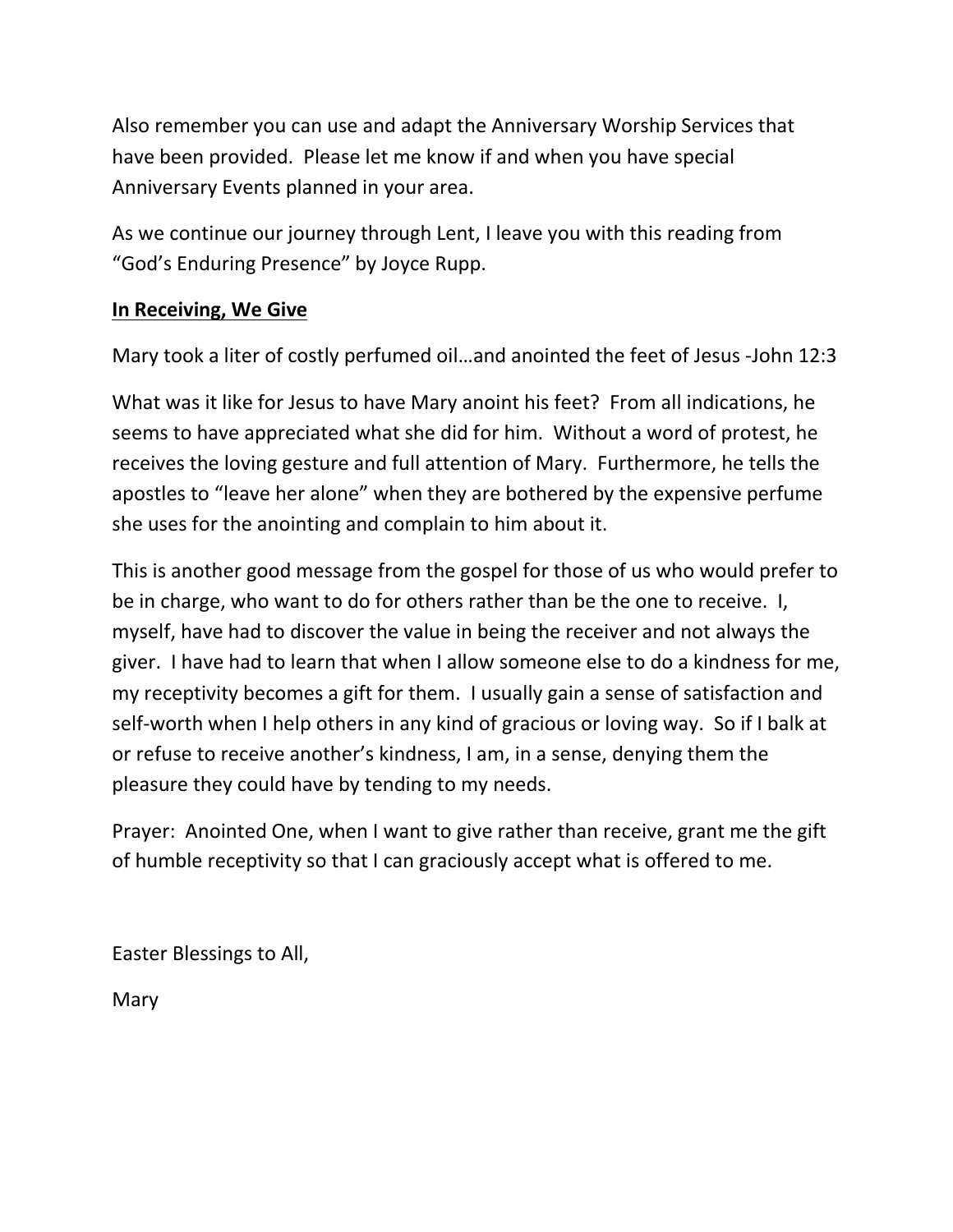Also remember you can use and adapt the Anniversary Worship Services that have been provided. Please let me know if and when you have special Anniversary Events planned in your area.

As we continue our journey through Lent, I leave you with this reading from "God's Enduring Presence" by Joyce Rupp.

**<u>In Receiving, We Give</u>**

Mary took a liter of costly perfumed oil…and anointed the feet of Jesus -John 12:3

What was it like for Jesus to have Mary anoint his feet? From all indications, he seems to have appreciated what she did for him. Without a word of protest, he receives the loving gesture and full attention of Mary. Furthermore, he tells the apostles to "leave her alone" when they are bothered by the expensive perfume she uses for the anointing and complain to him about it.

This is another good message from the gospel for those of us who would prefer to be in charge, who want to do for others rather than be the one to receive. I, myself, have had to discover the value in being the receiver and not always the giver. I have had to learn that when I allow someone else to do a kindness for me, my receptivity becomes a gift for them. I usually gain a sense of satisfaction and self-worth when I help others in any kind of gracious or loving way. So if I balk at or refuse to receive another's kindness, I am, in a sense, denying them the pleasure they could have by tending to my needs.

Prayer: Anointed One, when I want to give rather than receive, grant me the gift of humble receptivity so that I can graciously accept what is offered to me.

Easter Blessings to All,

Mary